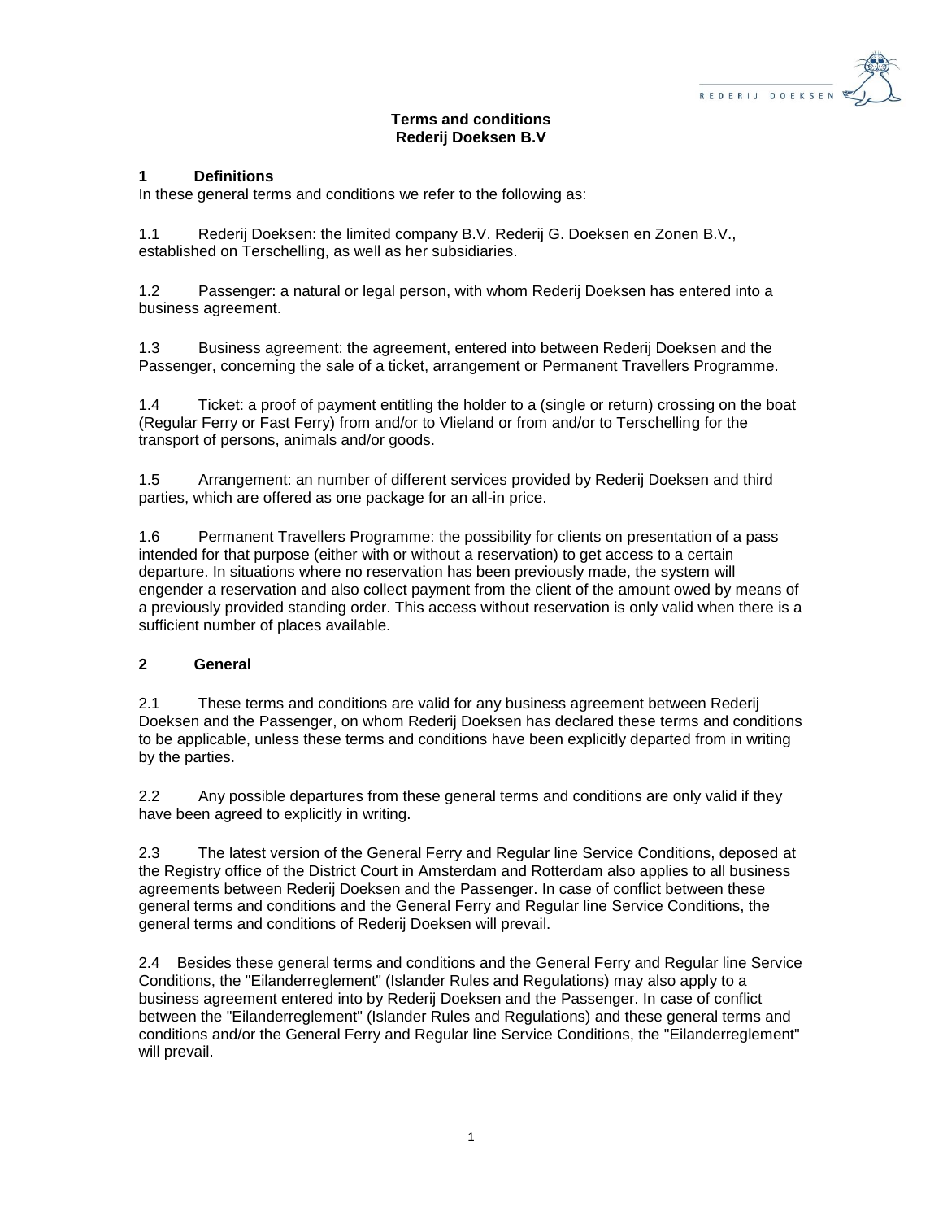**Terms and conditions**
**Rederij Doeksen B.V**

## 1 Definitions

In these general terms and conditions we refer to the following as:

1.1 Rederij Doeksen: the limited company B.V. Rederij G. Doeksen en Zonen B.V., established on Terschelling, as well as her subsidiaries.

1.2 Passenger: a natural or legal person, with whom Rederij Doeksen has entered into a business agreement.

1.3 Business agreement: the agreement, entered into between Rederij Doeksen and the Passenger, concerning the sale of a ticket, arrangement or Permanent Travellers Programme.

1.4 Ticket: a proof of payment entitling the holder to a (single or return) crossing on the boat (Regular Ferry or Fast Ferry) from and/or to Vlieland or from and/or to Terschelling for the transport of persons, animals and/or goods.

1.5 Arrangement: an number of different services provided by Rederij Doeksen and third parties, which are offered as one package for an all-in price.

1.6 Permanent Travellers Programme: the possibility for clients on presentation of a pass intended for that purpose (either with or without a reservation) to get access to a certain departure. In situations where no reservation has been previously made, the system will engender a reservation and also collect payment from the client of the amount owed by means of a previously provided standing order. This access without reservation is only valid when there is a sufficient number of places available.

## 2 General

2.1 These terms and conditions are valid for any business agreement between Rederij Doeksen and the Passenger, on whom Rederij Doeksen has declared these terms and conditions to be applicable, unless these terms and conditions have been explicitly departed from in writing by the parties.

2.2 Any possible departures from these general terms and conditions are only valid if they have been agreed to explicitly in writing.

2.3 The latest version of the General Ferry and Regular line Service Conditions, deposed at the Registry office of the District Court in Amsterdam and Rotterdam also applies to all business agreements between Rederij Doeksen and the Passenger. In case of conflict between these general terms and conditions and the General Ferry and Regular line Service Conditions, the general terms and conditions of Rederij Doeksen will prevail.

2.4 Besides these general terms and conditions and the General Ferry and Regular line Service Conditions, the "Eilanderreglement" (Islander Rules and Regulations) may also apply to a business agreement entered into by Rederij Doeksen and the Passenger. In case of conflict between the "Eilanderreglement" (Islander Rules and Regulations) and these general terms and conditions and/or the General Ferry and Regular line Service Conditions, the "Eilanderreglement" will prevail.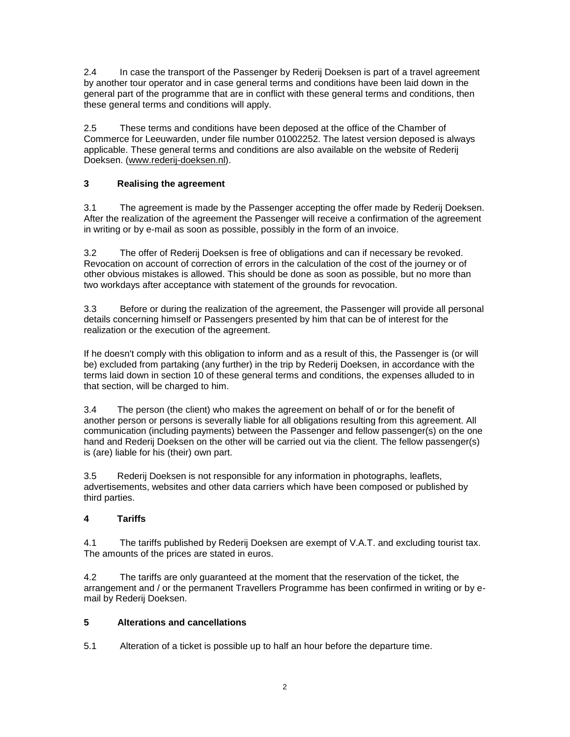2.4 In case the transport of the Passenger by Rederij Doeksen is part of a travel agreement by another tour operator and in case general terms and conditions have been laid down in the general part of the programme that are in conflict with these general terms and conditions, then these general terms and conditions will apply.

2.5 These terms and conditions have been deposed at the office of the Chamber of Commerce for Leeuwarden, under file number 01002252. The latest version deposed is always applicable. These general terms and conditions are also available on the website of Rederij Doeksen. (www.rederij-doeksen.nl).

## 3 Realising the agreement

3.1 The agreement is made by the Passenger accepting the offer made by Rederij Doeksen. After the realization of the agreement the Passenger will receive a confirmation of the agreement in writing or by e-mail as soon as possible, possibly in the form of an invoice.

3.2 The offer of Rederij Doeksen is free of obligations and can if necessary be revoked. Revocation on account of correction of errors in the calculation of the cost of the journey or of other obvious mistakes is allowed. This should be done as soon as possible, but no more than two workdays after acceptance with statement of the grounds for revocation.

3.3 Before or during the realization of the agreement, the Passenger will provide all personal details concerning himself or Passengers presented by him that can be of interest for the realization or the execution of the agreement.

If he doesn't comply with this obligation to inform and as a result of this, the Passenger is (or will be) excluded from partaking (any further) in the trip by Rederij Doeksen, in accordance with the terms laid down in section 10 of these general terms and conditions, the expenses alluded to in that section, will be charged to him.

3.4 The person (the client) who makes the agreement on behalf of or for the benefit of another person or persons is severally liable for all obligations resulting from this agreement. All communication (including payments) between the Passenger and fellow passenger(s) on the one hand and Rederij Doeksen on the other will be carried out via the client. The fellow passenger(s) is (are) liable for his (their) own part.

3.5 Rederij Doeksen is not responsible for any information in photographs, leaflets, advertisements, websites and other data carriers which have been composed or published by third parties.

## 4 Tariffs

4.1 The tariffs published by Rederij Doeksen are exempt of V.A.T. and excluding tourist tax. The amounts of the prices are stated in euros.

4.2 The tariffs are only guaranteed at the moment that the reservation of the ticket, the arrangement and / or the permanent Travellers Programme has been confirmed in writing or by e-mail by Rederij Doeksen.

## 5 Alterations and cancellations

5.1 Alteration of a ticket is possible up to half an hour before the departure time.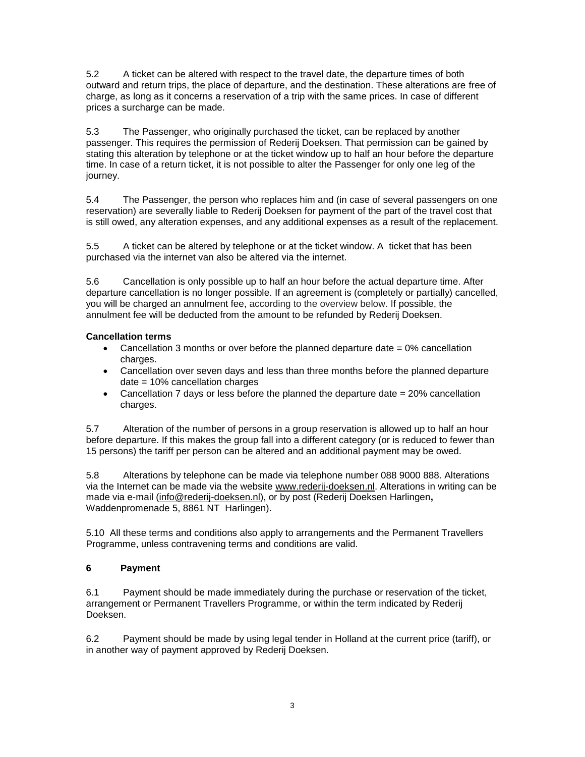5.2 A ticket can be altered with respect to the travel date, the departure times of both outward and return trips, the place of departure, and the destination. These alterations are free of charge, as long as it concerns a reservation of a trip with the same prices. In case of different prices a surcharge can be made.

5.3 The Passenger, who originally purchased the ticket, can be replaced by another passenger. This requires the permission of Rederij Doeksen. That permission can be gained by stating this alteration by telephone or at the ticket window up to half an hour before the departure time. In case of a return ticket, it is not possible to alter the Passenger for only one leg of the journey.

5.4 The Passenger, the person who replaces him and (in case of several passengers on one reservation) are severally liable to Rederij Doeksen for payment of the part of the travel cost that is still owed, any alteration expenses, and any additional expenses as a result of the replacement.

5.5 A ticket can be altered by telephone or at the ticket window. A ticket that has been purchased via the internet van also be altered via the internet.

5.6 Cancellation is only possible up to half an hour before the actual departure time. After departure cancellation is no longer possible. If an agreement is (completely or partially) cancelled, you will be charged an annulment fee, according to the overview below. If possible, the annulment fee will be deducted from the amount to be refunded by Rederij Doeksen.

**Cancellation terms**

- Cancellation 3 months or over before the planned departure date = 0% cancellation charges.
- Cancellation over seven days and less than three months before the planned departure date = 10% cancellation charges
- Cancellation 7 days or less before the planned the departure date = 20% cancellation charges.

5.7 Alteration of the number of persons in a group reservation is allowed up to half an hour before departure. If this makes the group fall into a different category (or is reduced to fewer than 15 persons) the tariff per person can be altered and an additional payment may be owed.

5.8 Alterations by telephone can be made via telephone number 088 9000 888. Alterations via the Internet can be made via the website www.rederij-doeksen.nl. Alterations in writing can be made via e-mail (info@rederij-doeksen.nl), or by post (Rederij Doeksen Harlingen**,** Waddenpromenade 5, 8861 NT Harlingen).

5.10 All these terms and conditions also apply to arrangements and the Permanent Travellers Programme, unless contravening terms and conditions are valid.

## 6 Payment

6.1 Payment should be made immediately during the purchase or reservation of the ticket, arrangement or Permanent Travellers Programme, or within the term indicated by Rederij Doeksen.

6.2 Payment should be made by using legal tender in Holland at the current price (tariff), or in another way of payment approved by Rederij Doeksen.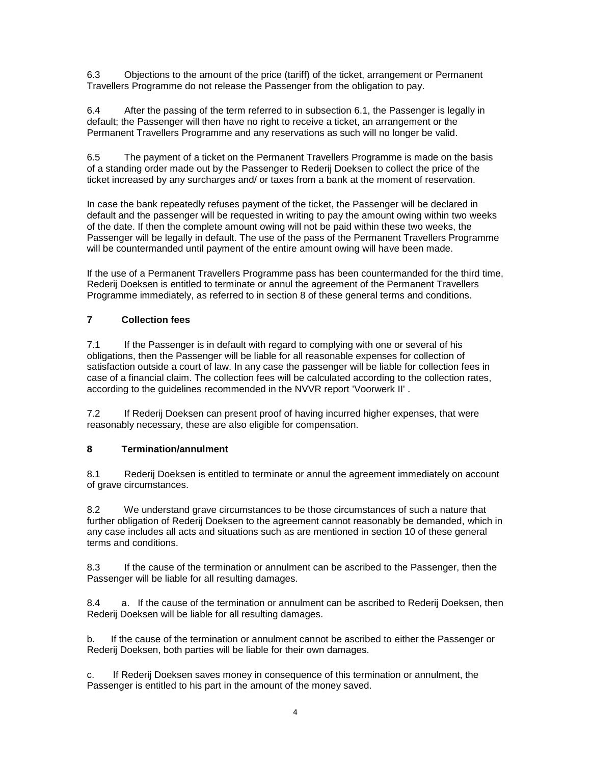6.3 Objections to the amount of the price (tariff) of the ticket, arrangement or Permanent Travellers Programme do not release the Passenger from the obligation to pay.

6.4 After the passing of the term referred to in subsection 6.1, the Passenger is legally in default; the Passenger will then have no right to receive a ticket, an arrangement or the Permanent Travellers Programme and any reservations as such will no longer be valid.

6.5 The payment of a ticket on the Permanent Travellers Programme is made on the basis of a standing order made out by the Passenger to Rederij Doeksen to collect the price of the ticket increased by any surcharges and/ or taxes from a bank at the moment of reservation.

In case the bank repeatedly refuses payment of the ticket, the Passenger will be declared in default and the passenger will be requested in writing to pay the amount owing within two weeks of the date. If then the complete amount owing will not be paid within these two weeks, the Passenger will be legally in default. The use of the pass of the Permanent Travellers Programme will be countermanded until payment of the entire amount owing will have been made.

If the use of a Permanent Travellers Programme pass has been countermanded for the third time, Rederij Doeksen is entitled to terminate or annul the agreement of the Permanent Travellers Programme immediately, as referred to in section 8 of these general terms and conditions.

## 7 Collection fees

7.1 If the Passenger is in default with regard to complying with one or several of his obligations, then the Passenger will be liable for all reasonable expenses for collection of satisfaction outside a court of law. In any case the passenger will be liable for collection fees in case of a financial claim. The collection fees will be calculated according to the collection rates, according to the guidelines recommended in the NVVR report 'Voorwerk II' .

7.2 If Rederij Doeksen can present proof of having incurred higher expenses, that were reasonably necessary, these are also eligible for compensation.

## 8 Termination/annulment

8.1 Rederij Doeksen is entitled to terminate or annul the agreement immediately on account of grave circumstances.

8.2 We understand grave circumstances to be those circumstances of such a nature that further obligation of Rederij Doeksen to the agreement cannot reasonably be demanded, which in any case includes all acts and situations such as are mentioned in section 10 of these general terms and conditions.

8.3 If the cause of the termination or annulment can be ascribed to the Passenger, then the Passenger will be liable for all resulting damages.

8.4 a. If the cause of the termination or annulment can be ascribed to Rederij Doeksen, then Rederij Doeksen will be liable for all resulting damages.

b. If the cause of the termination or annulment cannot be ascribed to either the Passenger or Rederij Doeksen, both parties will be liable for their own damages.

c. If Rederij Doeksen saves money in consequence of this termination or annulment, the Passenger is entitled to his part in the amount of the money saved.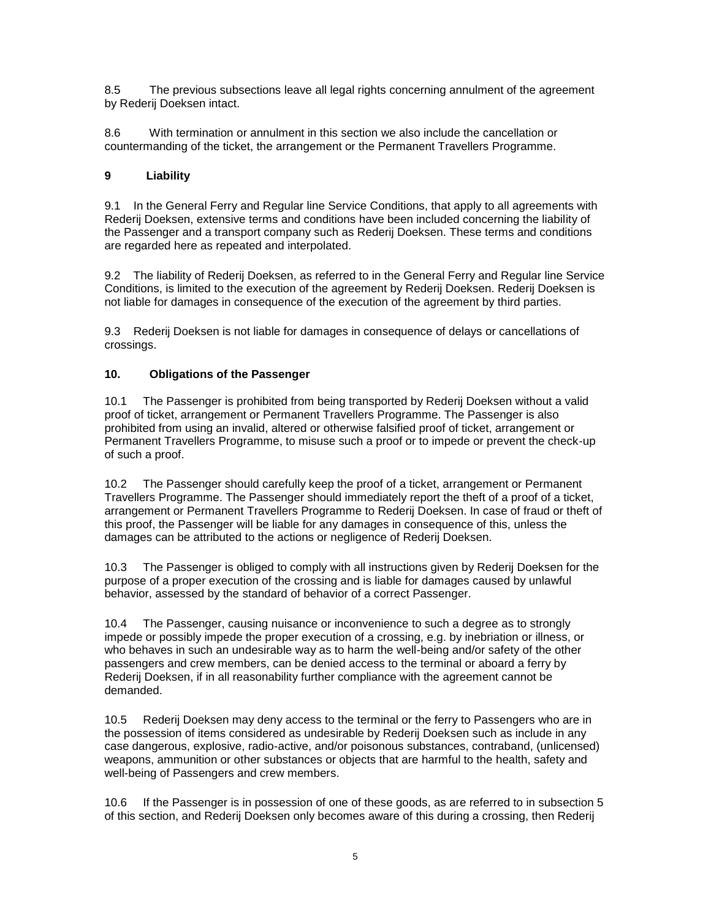8.5 The previous subsections leave all legal rights concerning annulment of the agreement by Rederij Doeksen intact.

8.6 With termination or annulment in this section we also include the cancellation or countermanding of the ticket, the arrangement or the Permanent Travellers Programme.

## 9 Liability

9.1 In the General Ferry and Regular line Service Conditions, that apply to all agreements with Rederij Doeksen, extensive terms and conditions have been included concerning the liability of the Passenger and a transport company such as Rederij Doeksen. These terms and conditions are regarded here as repeated and interpolated.

9.2 The liability of Rederij Doeksen, as referred to in the General Ferry and Regular line Service Conditions, is limited to the execution of the agreement by Rederij Doeksen. Rederij Doeksen is not liable for damages in consequence of the execution of the agreement by third parties.

9.3 Rederij Doeksen is not liable for damages in consequence of delays or cancellations of crossings.

## 10. Obligations of the Passenger

10.1 The Passenger is prohibited from being transported by Rederij Doeksen without a valid proof of ticket, arrangement or Permanent Travellers Programme. The Passenger is also prohibited from using an invalid, altered or otherwise falsified proof of ticket, arrangement or Permanent Travellers Programme, to misuse such a proof or to impede or prevent the check-up of such a proof.

10.2 The Passenger should carefully keep the proof of a ticket, arrangement or Permanent Travellers Programme. The Passenger should immediately report the theft of a proof of a ticket, arrangement or Permanent Travellers Programme to Rederij Doeksen. In case of fraud or theft of this proof, the Passenger will be liable for any damages in consequence of this, unless the damages can be attributed to the actions or negligence of Rederij Doeksen.

10.3 The Passenger is obliged to comply with all instructions given by Rederij Doeksen for the purpose of a proper execution of the crossing and is liable for damages caused by unlawful behavior, assessed by the standard of behavior of a correct Passenger.

10.4 The Passenger, causing nuisance or inconvenience to such a degree as to strongly impede or possibly impede the proper execution of a crossing, e.g. by inebriation or illness, or who behaves in such an undesirable way as to harm the well-being and/or safety of the other passengers and crew members, can be denied access to the terminal or aboard a ferry by Rederij Doeksen, if in all reasonability further compliance with the agreement cannot be demanded.

10.5 Rederij Doeksen may deny access to the terminal or the ferry to Passengers who are in the possession of items considered as undesirable by Rederij Doeksen such as include in any case dangerous, explosive, radio-active, and/or poisonous substances, contraband, (unlicensed) weapons, ammunition or other substances or objects that are harmful to the health, safety and well-being of Passengers and crew members.

10.6 If the Passenger is in possession of one of these goods, as are referred to in subsection 5 of this section, and Rederij Doeksen only becomes aware of this during a crossing, then Rederij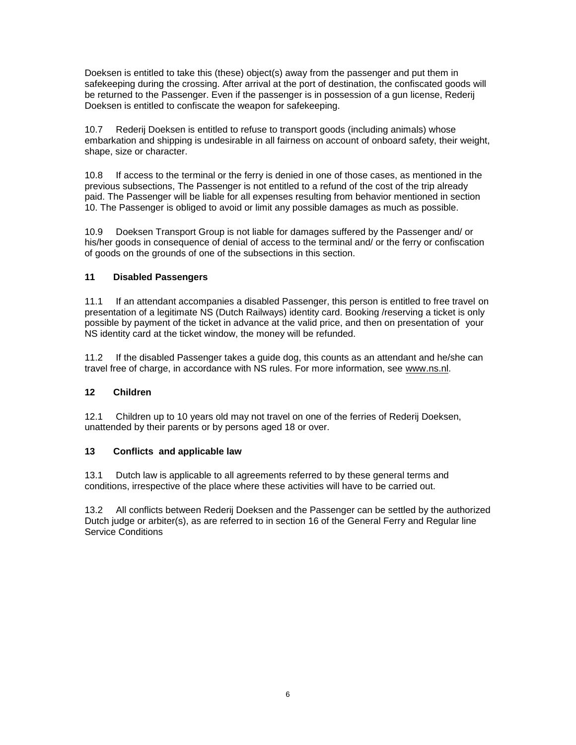Doeksen is entitled to take this (these) object(s) away from the passenger and put them in safekeeping during the crossing. After arrival at the port of destination, the confiscated goods will be returned to the Passenger. Even if the passenger is in possession of a gun license, Rederij Doeksen is entitled to confiscate the weapon for safekeeping.

10.7 Rederij Doeksen is entitled to refuse to transport goods (including animals) whose embarkation and shipping is undesirable in all fairness on account of onboard safety, their weight, shape, size or character.

10.8 If access to the terminal or the ferry is denied in one of those cases, as mentioned in the previous subsections, The Passenger is not entitled to a refund of the cost of the trip already paid. The Passenger will be liable for all expenses resulting from behavior mentioned in section 10. The Passenger is obliged to avoid or limit any possible damages as much as possible.

10.9 Doeksen Transport Group is not liable for damages suffered by the Passenger and/ or his/her goods in consequence of denial of access to the terminal and/ or the ferry or confiscation of goods on the grounds of one of the subsections in this section.

**11 Disabled Passengers**

11.1 If an attendant accompanies a disabled Passenger, this person is entitled to free travel on presentation of a legitimate NS (Dutch Railways) identity card. Booking /reserving a ticket is only possible by payment of the ticket in advance at the valid price, and then on presentation of your NS identity card at the ticket window, the money will be refunded.

11.2 If the disabled Passenger takes a guide dog, this counts as an attendant and he/she can travel free of charge, in accordance with NS rules. For more information, see www.ns.nl.

**12 Children**

12.1 Children up to 10 years old may not travel on one of the ferries of Rederij Doeksen, unattended by their parents or by persons aged 18 or over.

**13 Conflicts and applicable law**

13.1 Dutch law is applicable to all agreements referred to by these general terms and conditions, irrespective of the place where these activities will have to be carried out.

13.2 All conflicts between Rederij Doeksen and the Passenger can be settled by the authorized Dutch judge or arbiter(s), as are referred to in section 16 of the General Ferry and Regular line Service Conditions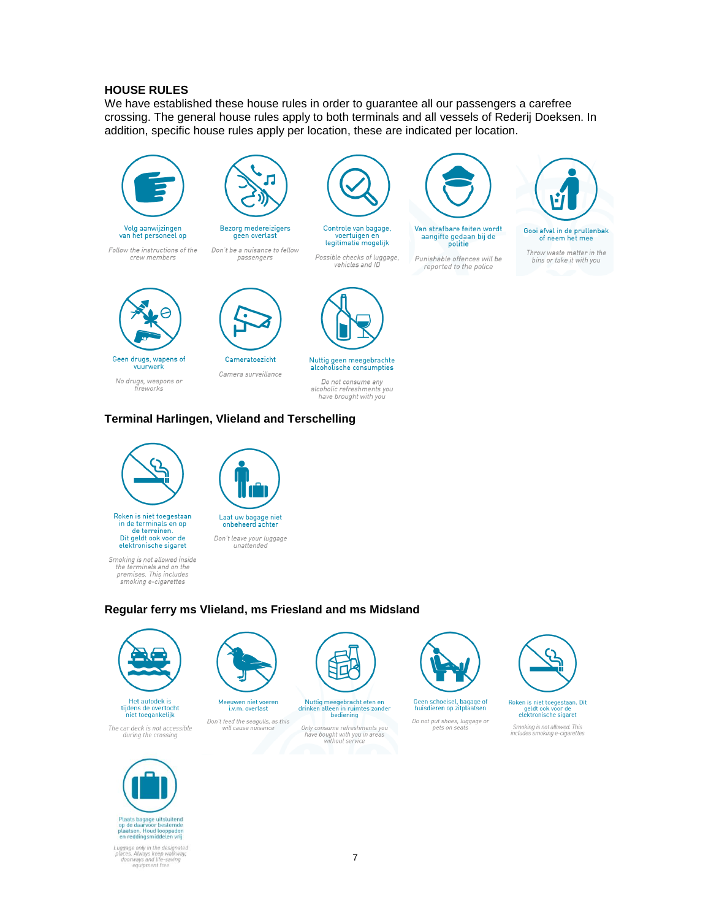### HOUSE RULES

We have established these house rules in order to guarantee all our passengers a carefree crossing. The general house rules apply to both terminals and all vessels of Rederij Doeksen. In addition, specific house rules apply per location, these are indicated per location.

- Volg aanwijzingen van het personeel op
  *Follow the instructions of the crew members*
- Bezorg medereizigers geen overlast
  *Don't be a nuisance to fellow passengers*
- Controle van bagage, voertuigen en legitimatie mogelijk
  *Possible checks of luggage, vehicles and ID*
- Van strafbare feiten wordt aangifte gedaan bij de politie
  *Punishable offences will be reported to the police*
- Gooi afval in de prullenbak of neem het mee
  *Throw waste matter in the bins or take it with you*
- Geen drugs, wapens of vuurwerk
  *No drugs, weapons or fireworks*
- Cameratoezicht
  *Camera surveillance*
- Nuttig geen meegebrachte alcoholische consumpties
  *Do not consume any alcoholic refreshments you have brought with you*

### Terminal Harlingen, Vlieland and Terschelling

- Roken is niet toegestaan in de terminals en op de terreinen. Dit geldt ook voor de elektronische sigaret
  *Smoking is not allowed inside the terminals and on the premises. This includes smoking e-cigarettes*
- Laat uw bagage niet onbeheerd achter
  *Don't leave your luggage unattended*

### Regular ferry ms Vlieland, ms Friesland and ms Midsland

- Het autodek is tijdens de overtocht niet toegankelijk
  *The car deck is not accessible during the crossing*
- Meeuwen niet voeren i.v.m. overlast
  *Don't feed the seagulls, as this will cause nuisance*
- Nuttig meegebracht eten en drinken alleen in ruimtes zonder bediening
  *Only consume refreshments you have bought with you in areas without service*
- Geen schoeisel, bagage of huisdieren op zitplaatsen
  *Do not put shoes, luggage or pets on seats*
- Roken is niet toegestaan. Dit geldt ook voor de elektronische sigaret
  *Smoking is not allowed. This includes smoking e-cigarettes*
- Plaats bagage uitsluitend op de daarvoor bestemde plaatsen. Houd looppaden en reddingsmiddelen vrij
  *Luggage only in the designated places. Always keep walkway, doorways and life-saving equipment free*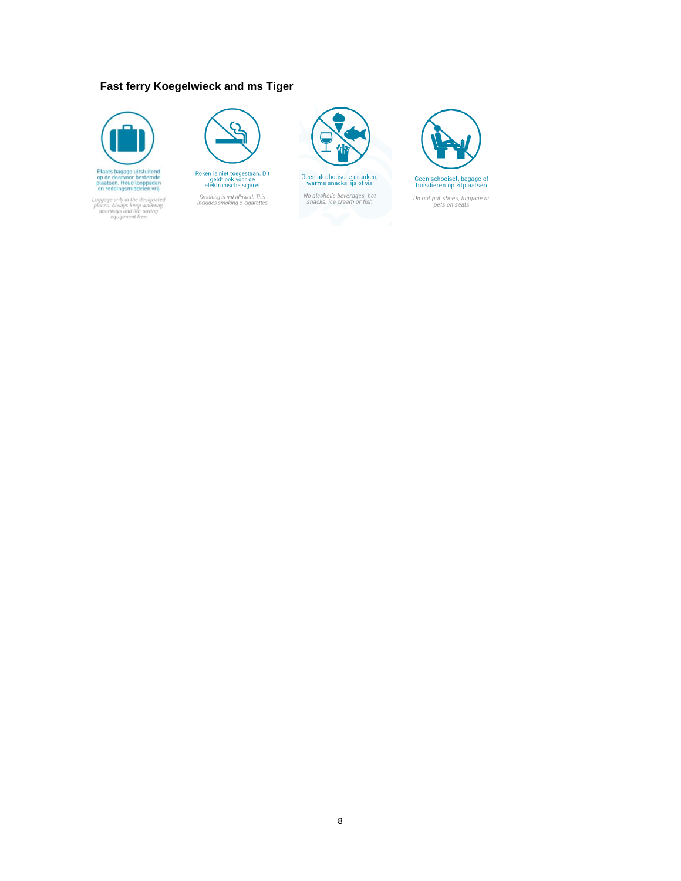### Fast ferry Koegelwieck and ms Tiger

Plaats bagage uitsluitend op de daarvoor bestemde plaatsen. Houd looppaden en reddingsmiddelen vrij

*Luggage only in the designated places. Always keep walkway, doorways and life-saving equipment free*

Roken is niet toegestaan. Dit geldt ook voor de elektronische sigaret

*Smoking is not allowed. This includes smoking e-cigarettes*

Geen alcoholische dranken, warme snacks, ijs of vis

*No alcoholic beverages, hot snacks, ice cream or fish*

Geen schoeisel, bagage of huisdieren op zitplaatsen

*Do not put shoes, luggage or pets on seats*